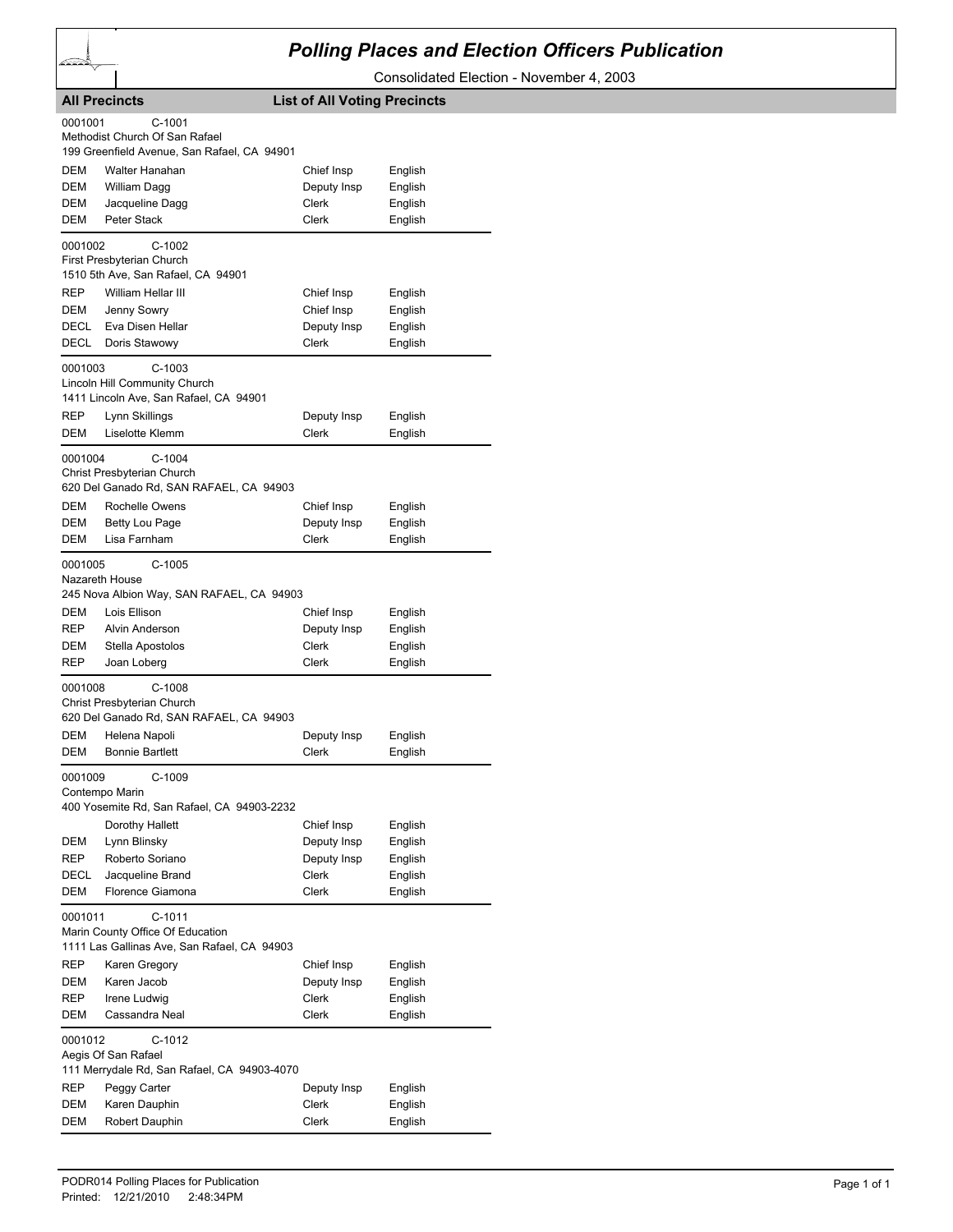# Polling Places and Election Officers Publication

Consolidated Election - November 4, 2003

**All Precincts** — **List of All Voting Precincts**

0001001 C-1001
Methodist Church Of San Rafael
199 Greenfield Avenue, San Rafael, CA 94901

| | | | |
|---|---|---|---|
| DEM | Walter Hanahan | Chief Insp | English |
| DEM | William Dagg | Deputy Insp | English |
| DEM | Jacqueline Dagg | Clerk | English |
| DEM | Peter Stack | Clerk | English |

0001002 C-1002
First Presbyterian Church
1510 5th Ave, San Rafael, CA 94901

| | | | |
|---|---|---|---|
| REP | William Hellar III | Chief Insp | English |
| DEM | Jenny Sowry | Chief Insp | English |
| DECL | Eva Disen Hellar | Deputy Insp | English |
| DECL | Doris Stawowy | Clerk | English |

0001003 C-1003
Lincoln Hill Community Church
1411 Lincoln Ave, San Rafael, CA 94901

| | | | |
|---|---|---|---|
| REP | Lynn Skillings | Deputy Insp | English |
| DEM | Liselotte Klemm | Clerk | English |

0001004 C-1004
Christ Presbyterian Church
620 Del Ganado Rd, SAN RAFAEL, CA 94903

| | | | |
|---|---|---|---|
| DEM | Rochelle Owens | Chief Insp | English |
| DEM | Betty Lou Page | Deputy Insp | English |
| DEM | Lisa Farnham | Clerk | English |

0001005 C-1005
Nazareth House
245 Nova Albion Way, SAN RAFAEL, CA 94903

| | | | |
|---|---|---|---|
| DEM | Lois Ellison | Chief Insp | English |
| REP | Alvin Anderson | Deputy Insp | English |
| DEM | Stella Apostolos | Clerk | English |
| REP | Joan Loberg | Clerk | English |

0001008 C-1008
Christ Presbyterian Church
620 Del Ganado Rd, SAN RAFAEL, CA 94903

| | | | |
|---|---|---|---|
| DEM | Helena Napoli | Deputy Insp | English |
| DEM | Bonnie Bartlett | Clerk | English |

0001009 C-1009
Contempo Marin
400 Yosemite Rd, San Rafael, CA 94903-2232

| | | | |
|---|---|---|---|
| | Dorothy Hallett | Chief Insp | English |
| DEM | Lynn Blinsky | Deputy Insp | English |
| REP | Roberto Soriano | Deputy Insp | English |
| DECL | Jacqueline Brand | Clerk | English |
| DEM | Florence Giamona | Clerk | English |

0001011 C-1011
Marin County Office Of Education
1111 Las Gallinas Ave, San Rafael, CA 94903

| | | | |
|---|---|---|---|
| REP | Karen Gregory | Chief Insp | English |
| DEM | Karen Jacob | Deputy Insp | English |
| REP | Irene Ludwig | Clerk | English |
| DEM | Cassandra Neal | Clerk | English |

0001012 C-1012
Aegis Of San Rafael
111 Merrydale Rd, San Rafael, CA 94903-4070

| | | | |
|---|---|---|---|
| REP | Peggy Carter | Deputy Insp | English |
| DEM | Karen Dauphin | Clerk | English |
| DEM | Robert Dauphin | Clerk | English |

PODR014 Polling Places for Publication
Printed: 12/21/2010 2:48:34PM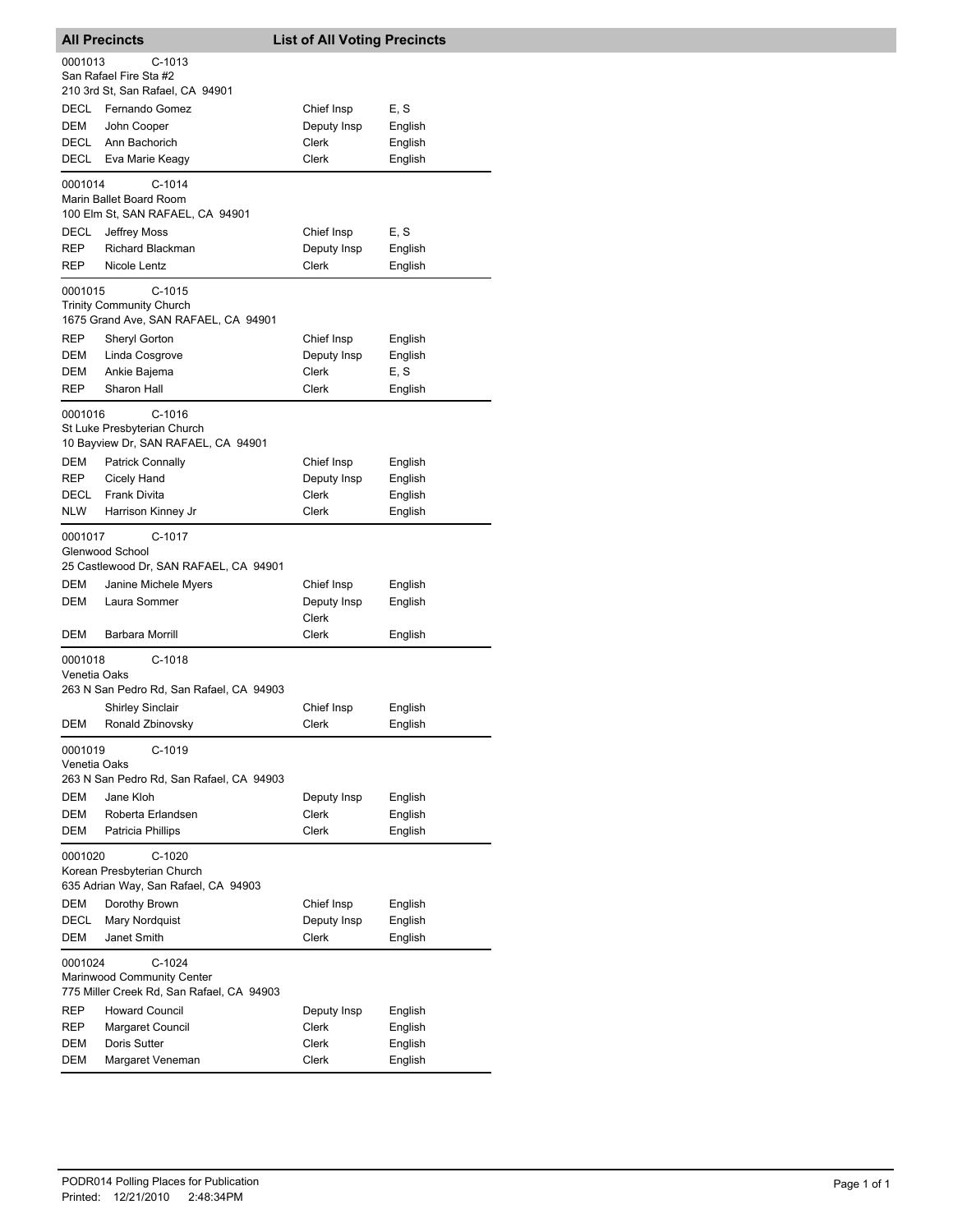## All Precincts — List of All Voting Precincts

**0001013** C-1013
San Rafael Fire Sta #2
210 3rd St, San Rafael, CA 94901

| Party | Name | Position | Language |
|---|---|---|---|
| DECL | Fernando Gomez | Chief Insp | E, S |
| DEM | John Cooper | Deputy Insp | English |
| DECL | Ann Bachorich | Clerk | English |
| DECL | Eva Marie Keagy | Clerk | English |

**0001014** C-1014
Marin Ballet Board Room
100 Elm St, SAN RAFAEL, CA 94901

| Party | Name | Position | Language |
|---|---|---|---|
| DECL | Jeffrey Moss | Chief Insp | E, S |
| REP | Richard Blackman | Deputy Insp | English |
| REP | Nicole Lentz | Clerk | English |

**0001015** C-1015
Trinity Community Church
1675 Grand Ave, SAN RAFAEL, CA 94901

| Party | Name | Position | Language |
|---|---|---|---|
| REP | Sheryl Gorton | Chief Insp | English |
| DEM | Linda Cosgrove | Deputy Insp | English |
| DEM | Ankie Bajema | Clerk | E, S |
| REP | Sharon Hall | Clerk | English |

**0001016** C-1016
St Luke Presbyterian Church
10 Bayview Dr, SAN RAFAEL, CA 94901

| Party | Name | Position | Language |
|---|---|---|---|
| DEM | Patrick Connally | Chief Insp | English |
| REP | Cicely Hand | Deputy Insp | English |
| DECL | Frank Divita | Clerk | English |
| NLW | Harrison Kinney Jr | Clerk | English |

**0001017** C-1017
Glenwood School
25 Castlewood Dr, SAN RAFAEL, CA 94901

| Party | Name | Position | Language |
|---|---|---|---|
| DEM | Janine Michele Myers | Chief Insp | English |
| DEM | Laura Sommer | Deputy Insp<br>Clerk | English |
| DEM | Barbara Morrill | Clerk | English |

**0001018** C-1018
Venetia Oaks
263 N San Pedro Rd, San Rafael, CA 94903

| Party | Name | Position | Language |
|---|---|---|---|
| | Shirley Sinclair | Chief Insp | English |
| DEM | Ronald Zbinovsky | Clerk | English |

**0001019** C-1019
Venetia Oaks
263 N San Pedro Rd, San Rafael, CA 94903

| Party | Name | Position | Language |
|---|---|---|---|
| DEM | Jane Kloh | Deputy Insp | English |
| DEM | Roberta Erlandsen | Clerk | English |
| DEM | Patricia Phillips | Clerk | English |

**0001020** C-1020
Korean Presbyterian Church
635 Adrian Way, San Rafael, CA 94903

| Party | Name | Position | Language |
|---|---|---|---|
| DEM | Dorothy Brown | Chief Insp | English |
| DECL | Mary Nordquist | Deputy Insp | English |
| DEM | Janet Smith | Clerk | English |

**0001024** C-1024
Marinwood Community Center
775 Miller Creek Rd, San Rafael, CA 94903

| Party | Name | Position | Language |
|---|---|---|---|
| REP | Howard Council | Deputy Insp | English |
| REP | Margaret Council | Clerk | English |
| DEM | Doris Sutter | Clerk | English |
| DEM | Margaret Veneman | Clerk | English |

PODR014 Polling Places for Publication
Printed: 12/21/2010 2:48:34PM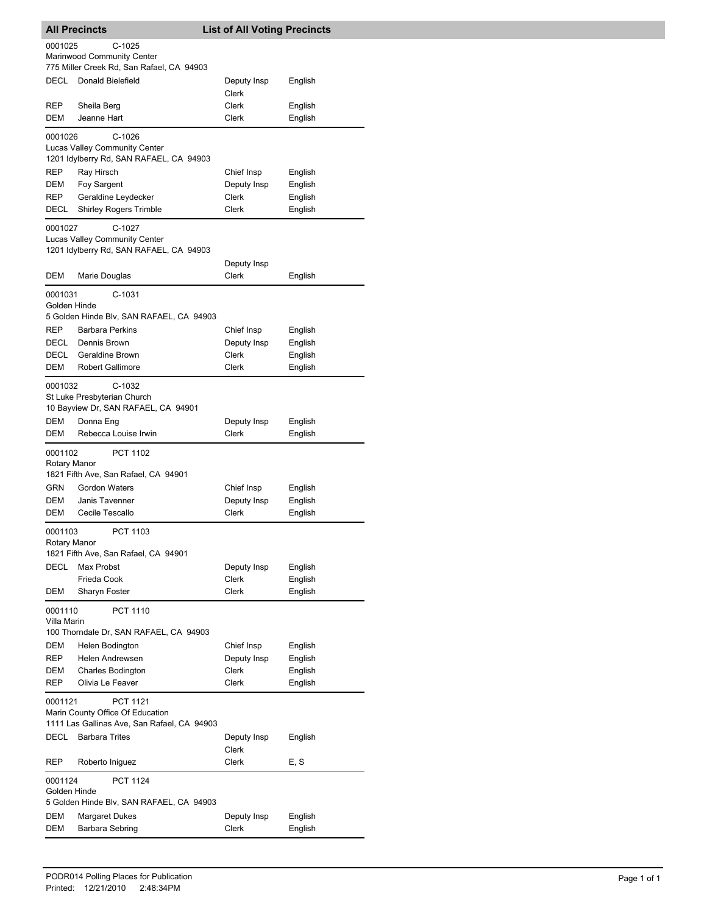## All Precincts — List of All Voting Precincts

**0001025** C-1025
Marinwood Community Center
775 Miller Creek Rd, San Rafael, CA 94903

| Party | Name | Position | Language |
|---|---|---|---|
| DECL | Donald Bielefield | Deputy Insp | English |
| | | Clerk | |
| REP | Sheila Berg | Clerk | English |
| DEM | Jeanne Hart | Clerk | English |

**0001026** C-1026
Lucas Valley Community Center
1201 Idylberry Rd, SAN RAFAEL, CA 94903

| Party | Name | Position | Language |
|---|---|---|---|
| REP | Ray Hirsch | Chief Insp | English |
| DEM | Foy Sargent | Deputy Insp | English |
| REP | Geraldine Leydecker | Clerk | English |
| DECL | Shirley Rogers Trimble | Clerk | English |

**0001027** C-1027
Lucas Valley Community Center
1201 Idylberry Rd, SAN RAFAEL, CA 94903

| Party | Name | Position | Language |
|---|---|---|---|
| | | Deputy Insp | |
| DEM | Marie Douglas | Clerk | English |

**0001031** C-1031
Golden Hinde
5 Golden Hinde Blv, SAN RAFAEL, CA 94903

| Party | Name | Position | Language |
|---|---|---|---|
| REP | Barbara Perkins | Chief Insp | English |
| DECL | Dennis Brown | Deputy Insp | English |
| DECL | Geraldine Brown | Clerk | English |
| DEM | Robert Gallimore | Clerk | English |

**0001032** C-1032
St Luke Presbyterian Church
10 Bayview Dr, SAN RAFAEL, CA 94901

| Party | Name | Position | Language |
|---|---|---|---|
| DEM | Donna Eng | Deputy Insp | English |
| DEM | Rebecca Louise Irwin | Clerk | English |

**0001102** PCT 1102
Rotary Manor
1821 Fifth Ave, San Rafael, CA 94901

| Party | Name | Position | Language |
|---|---|---|---|
| GRN | Gordon Waters | Chief Insp | English |
| DEM | Janis Tavenner | Deputy Insp | English |
| DEM | Cecile Tescallo | Clerk | English |

**0001103** PCT 1103
Rotary Manor
1821 Fifth Ave, San Rafael, CA 94901

| Party | Name | Position | Language |
|---|---|---|---|
| DECL | Max Probst | Deputy Insp | English |
| | Frieda Cook | Clerk | English |
| DEM | Sharyn Foster | Clerk | English |

**0001110** PCT 1110
Villa Marin
100 Thorndale Dr, SAN RAFAEL, CA 94903

| Party | Name | Position | Language |
|---|---|---|---|
| DEM | Helen Bodington | Chief Insp | English |
| REP | Helen Andrewsen | Deputy Insp | English |
| DEM | Charles Bodington | Clerk | English |
| REP | Olivia Le Feaver | Clerk | English |

**0001121** PCT 1121
Marin County Office Of Education
1111 Las Gallinas Ave, San Rafael, CA 94903

| Party | Name | Position | Language |
|---|---|---|---|
| DECL | Barbara Trites | Deputy Insp | English |
| | | Clerk | |
| REP | Roberto Iniguez | Clerk | E, S |

**0001124** PCT 1124
Golden Hinde
5 Golden Hinde Blv, SAN RAFAEL, CA 94903

| Party | Name | Position | Language |
|---|---|---|---|
| DEM | Margaret Dukes | Deputy Insp | English |
| DEM | Barbara Sebring | Clerk | English |

PODR014 Polling Places for Publication
Printed: 12/21/2010 2:48:34PM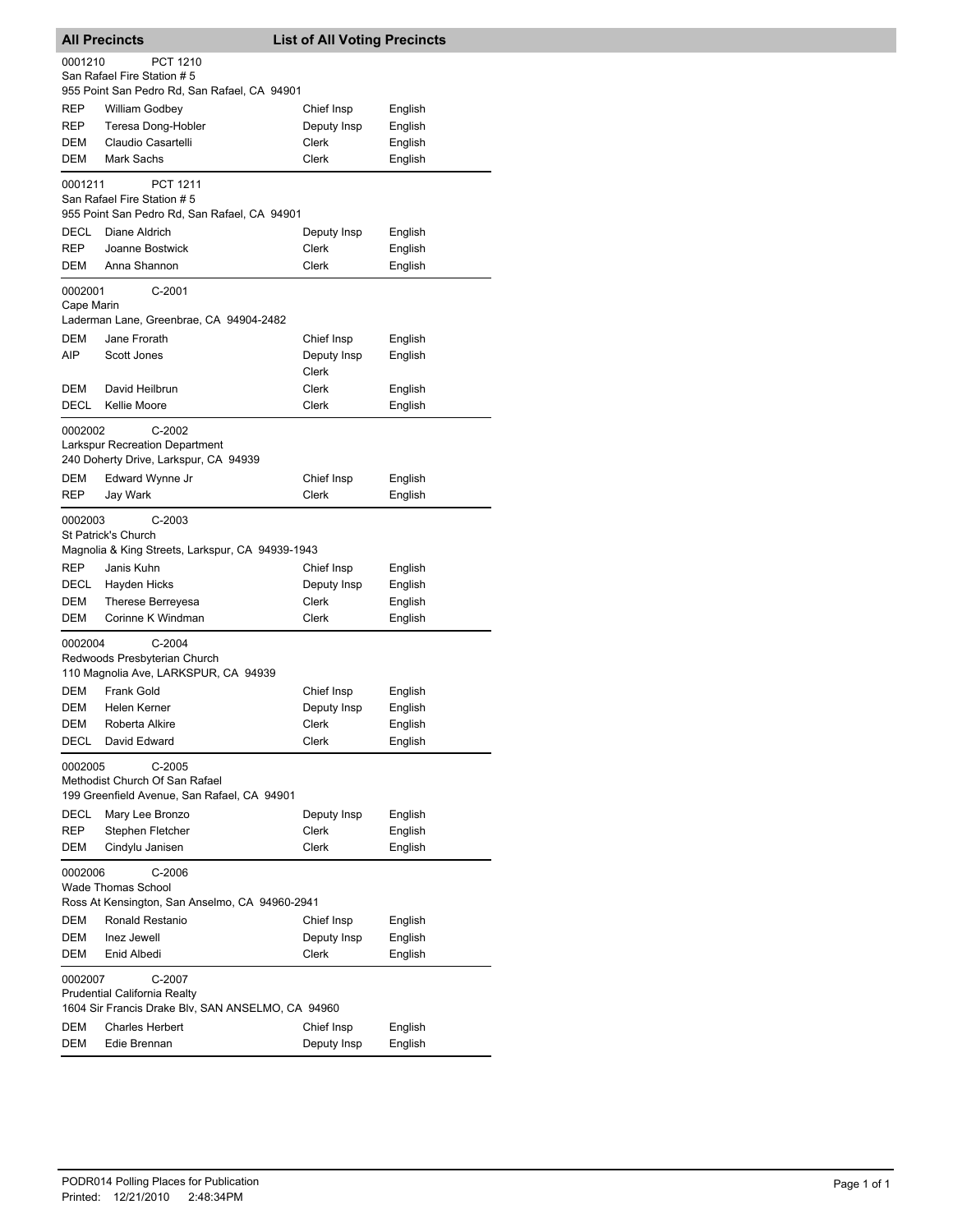## All Precincts — List of All Voting Precincts

**0001210** PCT 1210
San Rafael Fire Station # 5
955 Point San Pedro Rd, San Rafael, CA 94901

| | | | |
|---|---|---|---|
| REP | William Godbey | Chief Insp | English |
| REP | Teresa Dong-Hobler | Deputy Insp | English |
| DEM | Claudio Casartelli | Clerk | English |
| DEM | Mark Sachs | Clerk | English |

**0001211** PCT 1211
San Rafael Fire Station # 5
955 Point San Pedro Rd, San Rafael, CA 94901

| | | | |
|---|---|---|---|
| DECL | Diane Aldrich | Deputy Insp | English |
| REP | Joanne Bostwick | Clerk | English |
| DEM | Anna Shannon | Clerk | English |

**0002001** C-2001
Cape Marin
Laderman Lane, Greenbrae, CA 94904-2482

| | | | |
|---|---|---|---|
| DEM | Jane Frorath | Chief Insp | English |
| AIP | Scott Jones | Deputy Insp Clerk | English |
| DEM | David Heilbrun | Clerk | English |
| DECL | Kellie Moore | Clerk | English |

**0002002** C-2002
Larkspur Recreation Department
240 Doherty Drive, Larkspur, CA 94939

| | | | |
|---|---|---|---|
| DEM | Edward Wynne Jr | Chief Insp | English |
| REP | Jay Wark | Clerk | English |

**0002003** C-2003
St Patrick's Church
Magnolia & King Streets, Larkspur, CA 94939-1943

| | | | |
|---|---|---|---|
| REP | Janis Kuhn | Chief Insp | English |
| DECL | Hayden Hicks | Deputy Insp | English |
| DEM | Therese Berreyesa | Clerk | English |
| DEM | Corinne K Windman | Clerk | English |

**0002004** C-2004
Redwoods Presbyterian Church
110 Magnolia Ave, LARKSPUR, CA 94939

| | | | |
|---|---|---|---|
| DEM | Frank Gold | Chief Insp | English |
| DEM | Helen Kerner | Deputy Insp | English |
| DEM | Roberta Alkire | Clerk | English |
| DECL | David Edward | Clerk | English |

**0002005** C-2005
Methodist Church Of San Rafael
199 Greenfield Avenue, San Rafael, CA 94901

| | | | |
|---|---|---|---|
| DECL | Mary Lee Bronzo | Deputy Insp | English |
| REP | Stephen Fletcher | Clerk | English |
| DEM | Cindylu Janisen | Clerk | English |

**0002006** C-2006
Wade Thomas School
Ross At Kensington, San Anselmo, CA 94960-2941

| | | | |
|---|---|---|---|
| DEM | Ronald Restanio | Chief Insp | English |
| DEM | Inez Jewell | Deputy Insp | English |
| DEM | Enid Albedi | Clerk | English |

**0002007** C-2007
Prudential California Realty
1604 Sir Francis Drake Blv, SAN ANSELMO, CA 94960

| | | | |
|---|---|---|---|
| DEM | Charles Herbert | Chief Insp | English |
| DEM | Edie Brennan | Deputy Insp | English |

PODR014 Polling Places for Publication
Printed: 12/21/2010 2:48:34PM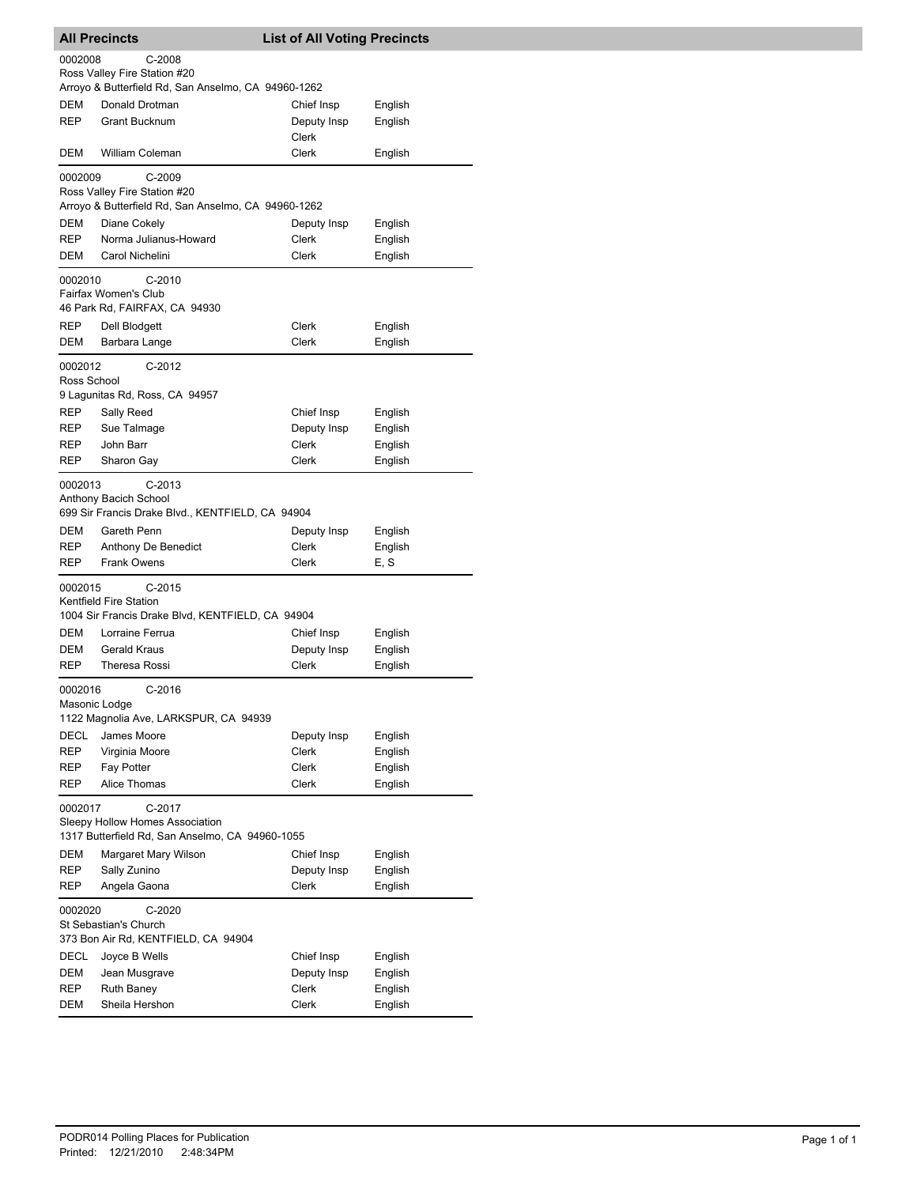## All Precincts — List of All Voting Precincts

**0002008** C-2008
Ross Valley Fire Station #20
Arroyo & Butterfield Rd, San Anselmo, CA 94960-1262

| Party | Name | Position | Language |
|---|---|---|---|
| DEM | Donald Drotman | Chief Insp | English |
| REP | Grant Bucknum | Deputy Insp | English |
| | | Clerk | |
| DEM | William Coleman | Clerk | English |

**0002009** C-2009
Ross Valley Fire Station #20
Arroyo & Butterfield Rd, San Anselmo, CA 94960-1262

| Party | Name | Position | Language |
|---|---|---|---|
| DEM | Diane Cokely | Deputy Insp | English |
| REP | Norma Julianus-Howard | Clerk | English |
| DEM | Carol Nichelini | Clerk | English |

**0002010** C-2010
Fairfax Women's Club
46 Park Rd, FAIRFAX, CA 94930

| Party | Name | Position | Language |
|---|---|---|---|
| REP | Dell Blodgett | Clerk | English |
| DEM | Barbara Lange | Clerk | English |

**0002012** C-2012
Ross School
9 Lagunitas Rd, Ross, CA 94957

| Party | Name | Position | Language |
|---|---|---|---|
| REP | Sally Reed | Chief Insp | English |
| REP | Sue Talmage | Deputy Insp | English |
| REP | John Barr | Clerk | English |
| REP | Sharon Gay | Clerk | English |

**0002013** C-2013
Anthony Bacich School
699 Sir Francis Drake Blvd., KENTFIELD, CA 94904

| Party | Name | Position | Language |
|---|---|---|---|
| DEM | Gareth Penn | Deputy Insp | English |
| REP | Anthony De Benedict | Clerk | English |
| REP | Frank Owens | Clerk | E, S |

**0002015** C-2015
Kentfield Fire Station
1004 Sir Francis Drake Blvd, KENTFIELD, CA 94904

| Party | Name | Position | Language |
|---|---|---|---|
| DEM | Lorraine Ferrua | Chief Insp | English |
| DEM | Gerald Kraus | Deputy Insp | English |
| REP | Theresa Rossi | Clerk | English |

**0002016** C-2016
Masonic Lodge
1122 Magnolia Ave, LARKSPUR, CA 94939

| Party | Name | Position | Language |
|---|---|---|---|
| DECL | James Moore | Deputy Insp | English |
| REP | Virginia Moore | Clerk | English |
| REP | Fay Potter | Clerk | English |
| REP | Alice Thomas | Clerk | English |

**0002017** C-2017
Sleepy Hollow Homes Association
1317 Butterfield Rd, San Anselmo, CA 94960-1055

| Party | Name | Position | Language |
|---|---|---|---|
| DEM | Margaret Mary Wilson | Chief Insp | English |
| REP | Sally Zunino | Deputy Insp | English |
| REP | Angela Gaona | Clerk | English |

**0002020** C-2020
St Sebastian's Church
373 Bon Air Rd, KENTFIELD, CA 94904

| Party | Name | Position | Language |
|---|---|---|---|
| DECL | Joyce B Wells | Chief Insp | English |
| DEM | Jean Musgrave | Deputy Insp | English |
| REP | Ruth Baney | Clerk | English |
| DEM | Sheila Hershon | Clerk | English |

PODR014 Polling Places for Publication
Printed: 12/21/2010 2:48:34PM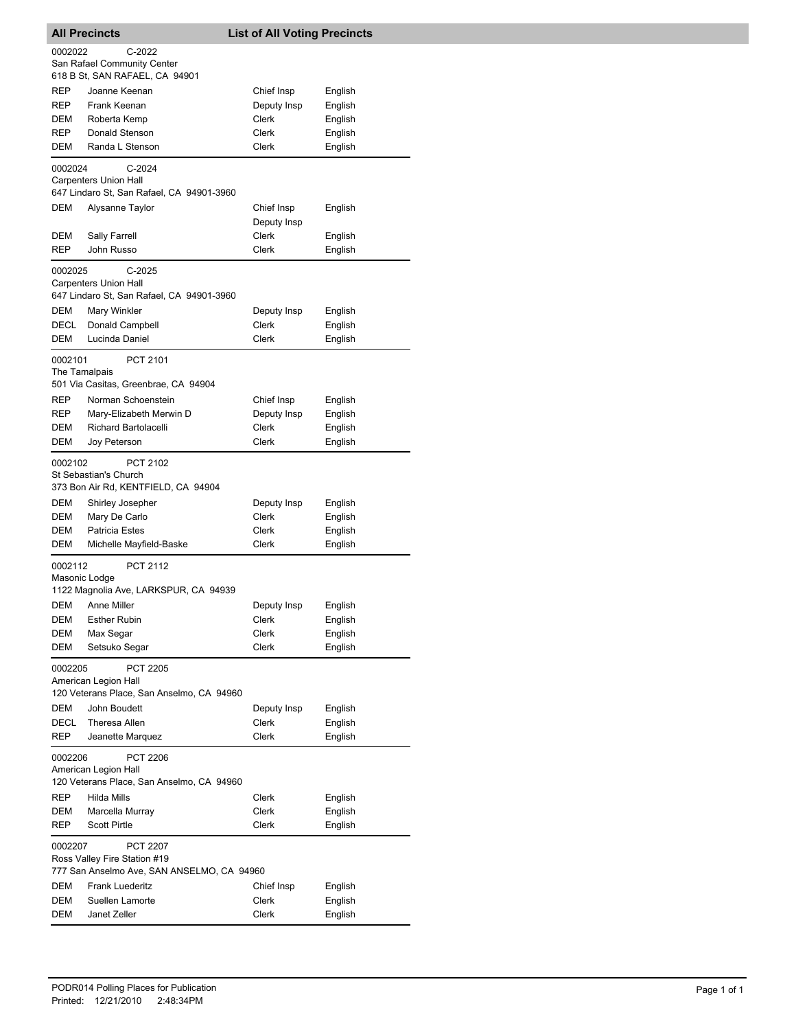## All Precincts — List of All Voting Precincts

**0002022 — C-2022**
San Rafael Community Center
618 B St, SAN RAFAEL, CA 94901

| Party | Name | Position | Language |
|---|---|---|---|
| REP | Joanne Keenan | Chief Insp | English |
| REP | Frank Keenan | Deputy Insp | English |
| DEM | Roberta Kemp | Clerk | English |
| REP | Donald Stenson | Clerk | English |
| DEM | Randa L Stenson | Clerk | English |

**0002024 — C-2024**
Carpenters Union Hall
647 Lindaro St, San Rafael, CA 94901-3960

| Party | Name | Position | Language |
|---|---|---|---|
| DEM | Alysanne Taylor | Chief Insp | English |
| | | Deputy Insp | |
| DEM | Sally Farrell | Clerk | English |
| REP | John Russo | Clerk | English |

**0002025 — C-2025**
Carpenters Union Hall
647 Lindaro St, San Rafael, CA 94901-3960

| Party | Name | Position | Language |
|---|---|---|---|
| DEM | Mary Winkler | Deputy Insp | English |
| DECL | Donald Campbell | Clerk | English |
| DEM | Lucinda Daniel | Clerk | English |

**0002101 — PCT 2101**
The Tamalpais
501 Via Casitas, Greenbrae, CA 94904

| Party | Name | Position | Language |
|---|---|---|---|
| REP | Norman Schoenstein | Chief Insp | English |
| REP | Mary-Elizabeth Merwin D | Deputy Insp | English |
| DEM | Richard Bartolacelli | Clerk | English |
| DEM | Joy Peterson | Clerk | English |

**0002102 — PCT 2102**
St Sebastian's Church
373 Bon Air Rd, KENTFIELD, CA 94904

| Party | Name | Position | Language |
|---|---|---|---|
| DEM | Shirley Josepher | Deputy Insp | English |
| DEM | Mary De Carlo | Clerk | English |
| DEM | Patricia Estes | Clerk | English |
| DEM | Michelle Mayfield-Baske | Clerk | English |

**0002112 — PCT 2112**
Masonic Lodge
1122 Magnolia Ave, LARKSPUR, CA 94939

| Party | Name | Position | Language |
|---|---|---|---|
| DEM | Anne Miller | Deputy Insp | English |
| DEM | Esther Rubin | Clerk | English |
| DEM | Max Segar | Clerk | English |
| DEM | Setsuko Segar | Clerk | English |

**0002205 — PCT 2205**
American Legion Hall
120 Veterans Place, San Anselmo, CA 94960

| Party | Name | Position | Language |
|---|---|---|---|
| DEM | John Boudett | Deputy Insp | English |
| DECL | Theresa Allen | Clerk | English |
| REP | Jeanette Marquez | Clerk | English |

**0002206 — PCT 2206**
American Legion Hall
120 Veterans Place, San Anselmo, CA 94960

| Party | Name | Position | Language |
|---|---|---|---|
| REP | Hilda Mills | Clerk | English |
| DEM | Marcella Murray | Clerk | English |
| REP | Scott Pirtle | Clerk | English |

**0002207 — PCT 2207**
Ross Valley Fire Station #19
777 San Anselmo Ave, SAN ANSELMO, CA 94960

| Party | Name | Position | Language |
|---|---|---|---|
| DEM | Frank Luederitz | Chief Insp | English |
| DEM | Suellen Lamorte | Clerk | English |
| DEM | Janet Zeller | Clerk | English |

PODR014 Polling Places for Publication
Printed: 12/21/2010 2:48:34PM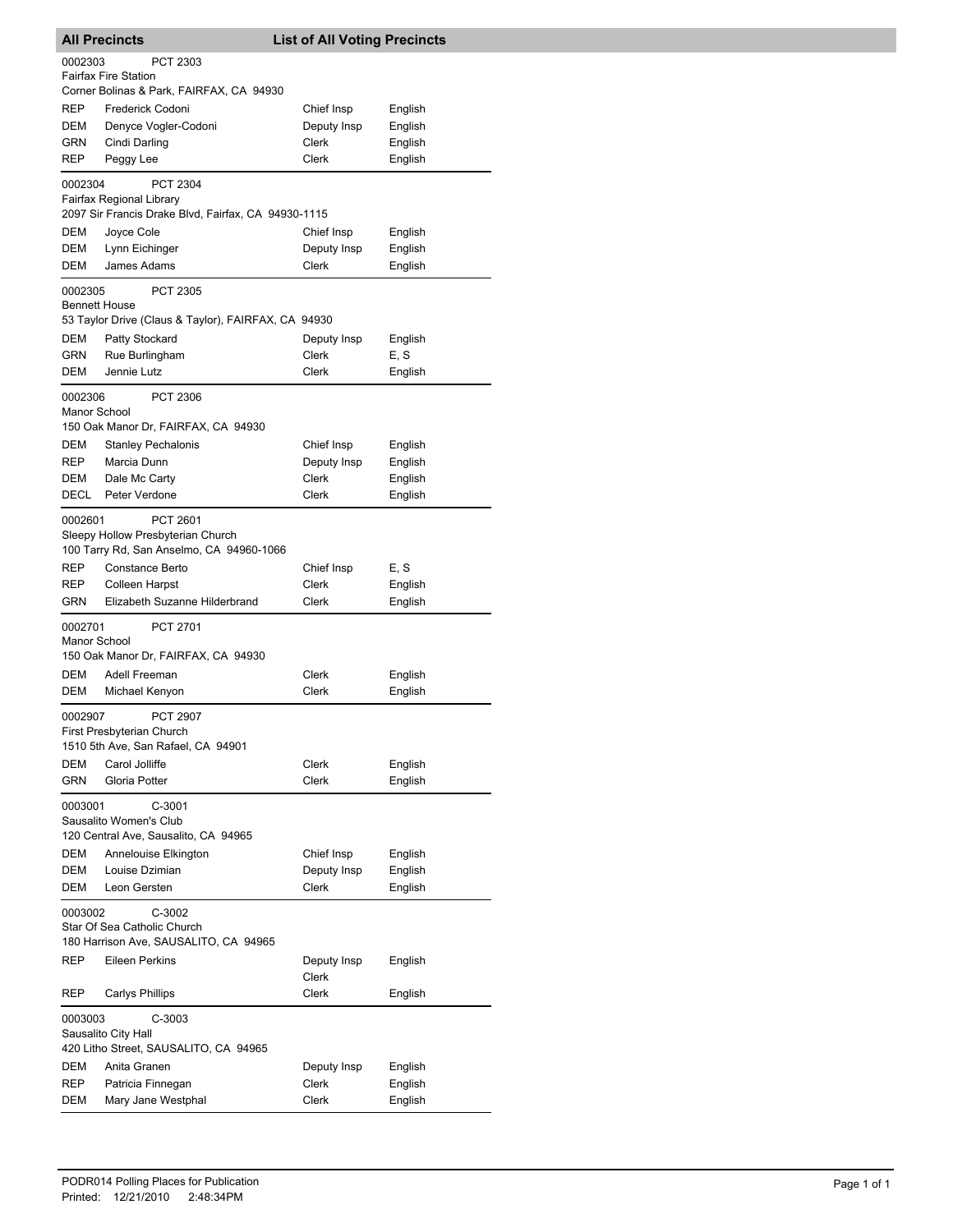## All Precincts — List of All Voting Precincts

**0002303** PCT 2303
Fairfax Fire Station
Corner Bolinas & Park, FAIRFAX, CA 94930

| | | | |
|---|---|---|---|
| REP | Frederick Codoni | Chief Insp | English |
| DEM | Denyce Vogler-Codoni | Deputy Insp | English |
| GRN | Cindi Darling | Clerk | English |
| REP | Peggy Lee | Clerk | English |

**0002304** PCT 2304
Fairfax Regional Library
2097 Sir Francis Drake Blvd, Fairfax, CA 94930-1115

| | | | |
|---|---|---|---|
| DEM | Joyce Cole | Chief Insp | English |
| DEM | Lynn Eichinger | Deputy Insp | English |
| DEM | James Adams | Clerk | English |

**0002305** PCT 2305
Bennett House
53 Taylor Drive (Claus & Taylor), FAIRFAX, CA 94930

| | | | |
|---|---|---|---|
| DEM | Patty Stockard | Deputy Insp | English |
| GRN | Rue Burlingham | Clerk | E, S |
| DEM | Jennie Lutz | Clerk | English |

**0002306** PCT 2306
Manor School
150 Oak Manor Dr, FAIRFAX, CA 94930

| | | | |
|---|---|---|---|
| DEM | Stanley Pechalonis | Chief Insp | English |
| REP | Marcia Dunn | Deputy Insp | English |
| DEM | Dale Mc Carty | Clerk | English |
| DECL | Peter Verdone | Clerk | English |

**0002601** PCT 2601
Sleepy Hollow Presbyterian Church
100 Tarry Rd, San Anselmo, CA 94960-1066

| | | | |
|---|---|---|---|
| REP | Constance Berto | Chief Insp | E, S |
| REP | Colleen Harpst | Clerk | English |
| GRN | Elizabeth Suzanne Hilderbrand | Clerk | English |

**0002701** PCT 2701
Manor School
150 Oak Manor Dr, FAIRFAX, CA 94930

| | | | |
|---|---|---|---|
| DEM | Adell Freeman | Clerk | English |
| DEM | Michael Kenyon | Clerk | English |

**0002907** PCT 2907
First Presbyterian Church
1510 5th Ave, San Rafael, CA 94901

| | | | |
|---|---|---|---|
| DEM | Carol Jolliffe | Clerk | English |
| GRN | Gloria Potter | Clerk | English |

**0003001** C-3001
Sausalito Women's Club
120 Central Ave, Sausalito, CA 94965

| | | | |
|---|---|---|---|
| DEM | Annelouise Elkington | Chief Insp | English |
| DEM | Louise Dzimian | Deputy Insp | English |
| DEM | Leon Gersten | Clerk | English |

**0003002** C-3002
Star Of Sea Catholic Church
180 Harrison Ave, SAUSALITO, CA 94965

| | | | |
|---|---|---|---|
| REP | Eileen Perkins | Deputy Insp Clerk | English |
| REP | Carlys Phillips | Clerk | English |

**0003003** C-3003
Sausalito City Hall
420 Litho Street, SAUSALITO, CA 94965

| | | | |
|---|---|---|---|
| DEM | Anita Granen | Deputy Insp | English |
| REP | Patricia Finnegan | Clerk | English |
| DEM | Mary Jane Westphal | Clerk | English |

PODR014 Polling Places for Publication
Printed: 12/21/2010 2:48:34PM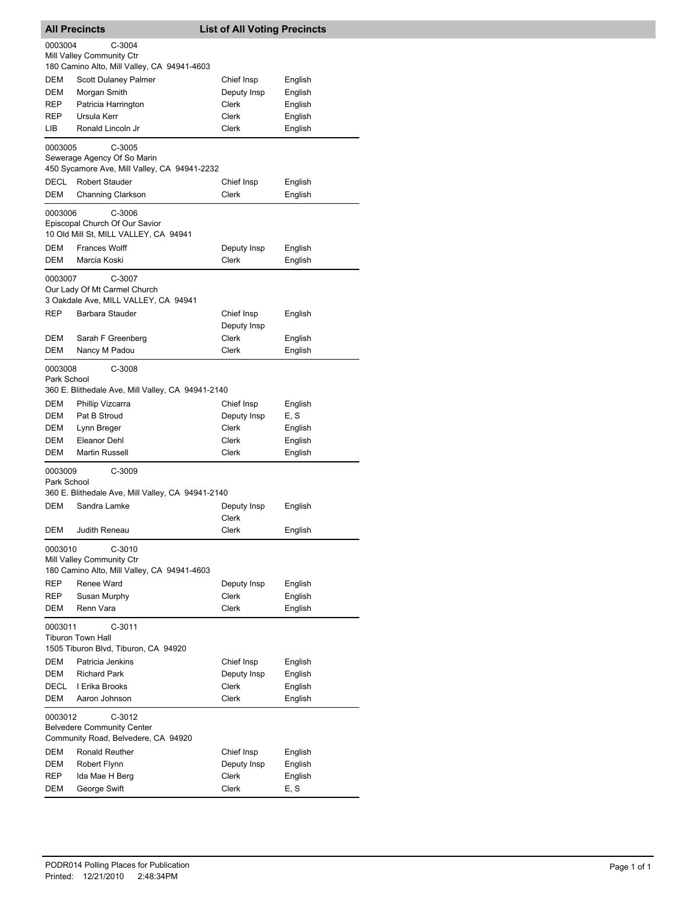## All Precincts — List of All Voting Precincts

**0003004 C-3004**
Mill Valley Community Ctr
180 Camino Alto, Mill Valley, CA 94941-4603

| | | | |
|---|---|---|---|
| DEM | Scott Dulaney Palmer | Chief Insp | English |
| DEM | Morgan Smith | Deputy Insp | English |
| REP | Patricia Harrington | Clerk | English |
| REP | Ursula Kerr | Clerk | English |
| LIB | Ronald Lincoln Jr | Clerk | English |

**0003005 C-3005**
Sewerage Agency Of So Marin
450 Sycamore Ave, Mill Valley, CA 94941-2232

| | | | |
|---|---|---|---|
| DECL | Robert Stauder | Chief Insp | English |
| DEM | Channing Clarkson | Clerk | English |

**0003006 C-3006**
Episcopal Church Of Our Savior
10 Old Mill St, MILL VALLEY, CA 94941

| | | | |
|---|---|---|---|
| DEM | Frances Wolff | Deputy Insp | English |
| DEM | Marcia Koski | Clerk | English |

**0003007 C-3007**
Our Lady Of Mt Carmel Church
3 Oakdale Ave, MILL VALLEY, CA 94941

| | | | |
|---|---|---|---|
| REP | Barbara Stauder | Chief Insp<br>Deputy Insp | English |
| DEM | Sarah F Greenberg | Clerk | English |
| DEM | Nancy M Padou | Clerk | English |

**0003008 C-3008**
Park School
360 E. Blithedale Ave, Mill Valley, CA 94941-2140

| | | | |
|---|---|---|---|
| DEM | Phillip Vizcarra | Chief Insp | English |
| DEM | Pat B Stroud | Deputy Insp | E, S |
| DEM | Lynn Breger | Clerk | English |
| DEM | Eleanor Dehl | Clerk | English |
| DEM | Martin Russell | Clerk | English |

**0003009 C-3009**
Park School
360 E. Blithedale Ave, Mill Valley, CA 94941-2140

| | | | |
|---|---|---|---|
| DEM | Sandra Lamke | Deputy Insp<br>Clerk | English |
| DEM | Judith Reneau | Clerk | English |

**0003010 C-3010**
Mill Valley Community Ctr
180 Camino Alto, Mill Valley, CA 94941-4603

| | | | |
|---|---|---|---|
| REP | Renee Ward | Deputy Insp | English |
| REP | Susan Murphy | Clerk | English |
| DEM | Renn Vara | Clerk | English |

**0003011 C-3011**
Tiburon Town Hall
1505 Tiburon Blvd, Tiburon, CA 94920

| | | | |
|---|---|---|---|
| DEM | Patricia Jenkins | Chief Insp | English |
| DEM | Richard Park | Deputy Insp | English |
| DECL | I Erika Brooks | Clerk | English |
| DEM | Aaron Johnson | Clerk | English |

**0003012 C-3012**
Belvedere Community Center
Community Road, Belvedere, CA 94920

| | | | |
|---|---|---|---|
| DEM | Ronald Reuther | Chief Insp | English |
| DEM | Robert Flynn | Deputy Insp | English |
| REP | Ida Mae H Berg | Clerk | English |
| DEM | George Swift | Clerk | E, S |

PODR014 Polling Places for Publication
Printed: 12/21/2010 2:48:34PM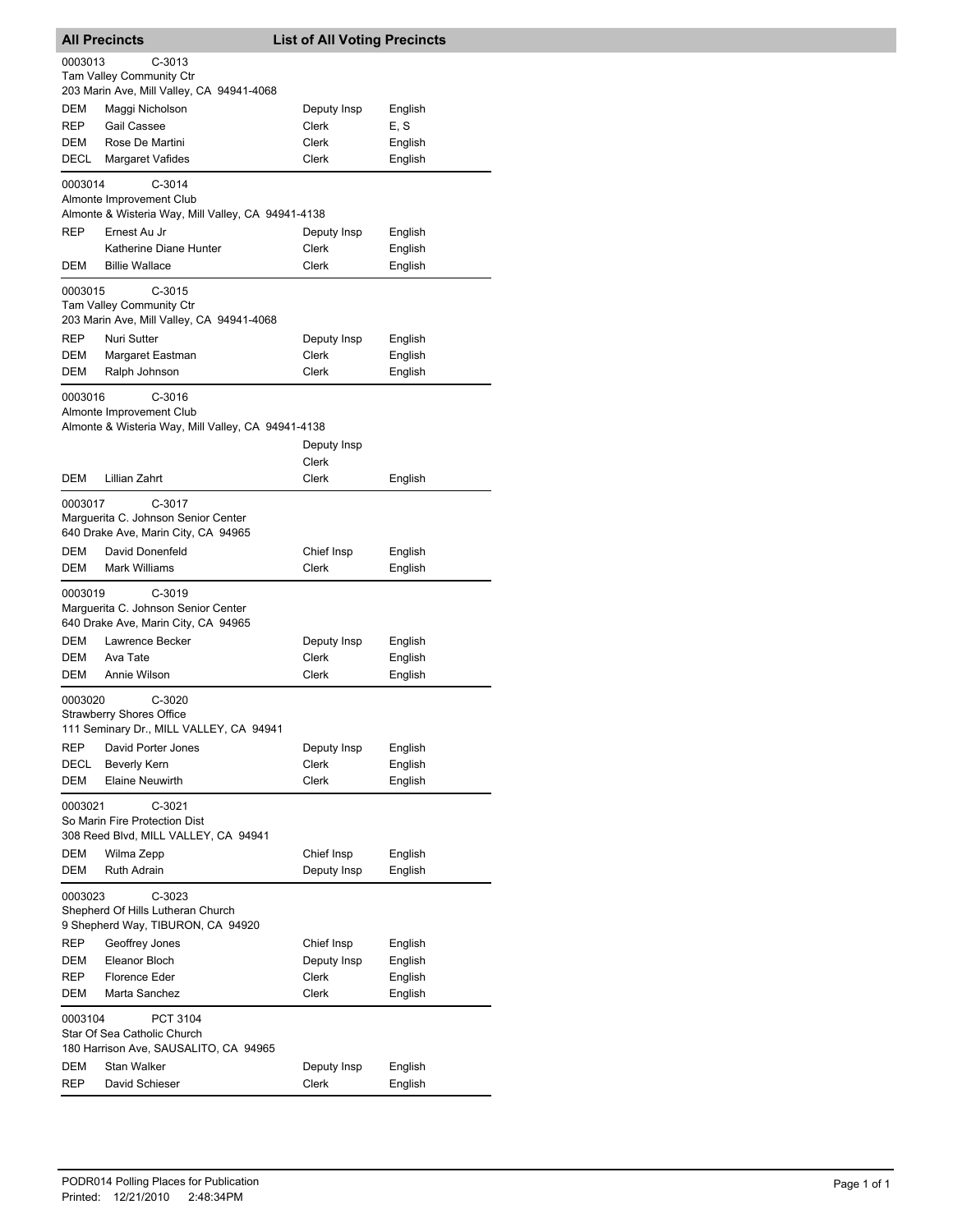## All Precincts — List of All Voting Precincts

**0003013** C-3013
Tam Valley Community Ctr
203 Marin Ave, Mill Valley, CA 94941-4068

| Party | Name | Position | Language |
|---|---|---|---|
| DEM | Maggi Nicholson | Deputy Insp | English |
| REP | Gail Cassee | Clerk | E, S |
| DEM | Rose De Martini | Clerk | English |
| DECL | Margaret Vafides | Clerk | English |

**0003014** C-3014
Almonte Improvement Club
Almonte & Wisteria Way, Mill Valley, CA 94941-4138

| Party | Name | Position | Language |
|---|---|---|---|
| REP | Ernest Au Jr | Deputy Insp | English |
| | Katherine Diane Hunter | Clerk | English |
| DEM | Billie Wallace | Clerk | English |

**0003015** C-3015
Tam Valley Community Ctr
203 Marin Ave, Mill Valley, CA 94941-4068

| Party | Name | Position | Language |
|---|---|---|---|
| REP | Nuri Sutter | Deputy Insp | English |
| DEM | Margaret Eastman | Clerk | English |
| DEM | Ralph Johnson | Clerk | English |

**0003016** C-3016
Almonte Improvement Club
Almonte & Wisteria Way, Mill Valley, CA 94941-4138

| Party | Name | Position | Language |
|---|---|---|---|
| | | Deputy Insp | |
| | | Clerk | |
| DEM | Lillian Zahrt | Clerk | English |

**0003017** C-3017
Marguerita C. Johnson Senior Center
640 Drake Ave, Marin City, CA 94965

| Party | Name | Position | Language |
|---|---|---|---|
| DEM | David Donenfeld | Chief Insp | English |
| DEM | Mark Williams | Clerk | English |

**0003019** C-3019
Marguerita C. Johnson Senior Center
640 Drake Ave, Marin City, CA 94965

| Party | Name | Position | Language |
|---|---|---|---|
| DEM | Lawrence Becker | Deputy Insp | English |
| DEM | Ava Tate | Clerk | English |
| DEM | Annie Wilson | Clerk | English |

**0003020** C-3020
Strawberry Shores Office
111 Seminary Dr., MILL VALLEY, CA 94941

| Party | Name | Position | Language |
|---|---|---|---|
| REP | David Porter Jones | Deputy Insp | English |
| DECL | Beverly Kern | Clerk | English |
| DEM | Elaine Neuwirth | Clerk | English |

**0003021** C-3021
So Marin Fire Protection Dist
308 Reed Blvd, MILL VALLEY, CA 94941

| Party | Name | Position | Language |
|---|---|---|---|
| DEM | Wilma Zepp | Chief Insp | English |
| DEM | Ruth Adrain | Deputy Insp | English |

**0003023** C-3023
Shepherd Of Hills Lutheran Church
9 Shepherd Way, TIBURON, CA 94920

| Party | Name | Position | Language |
|---|---|---|---|
| REP | Geoffrey Jones | Chief Insp | English |
| DEM | Eleanor Bloch | Deputy Insp | English |
| REP | Florence Eder | Clerk | English |
| DEM | Marta Sanchez | Clerk | English |

**0003104** PCT 3104
Star Of Sea Catholic Church
180 Harrison Ave, SAUSALITO, CA 94965

| Party | Name | Position | Language |
|---|---|---|---|
| DEM | Stan Walker | Deputy Insp | English |
| REP | David Schieser | Clerk | English |

PODR014 Polling Places for Publication
Printed: 12/21/2010 2:48:34PM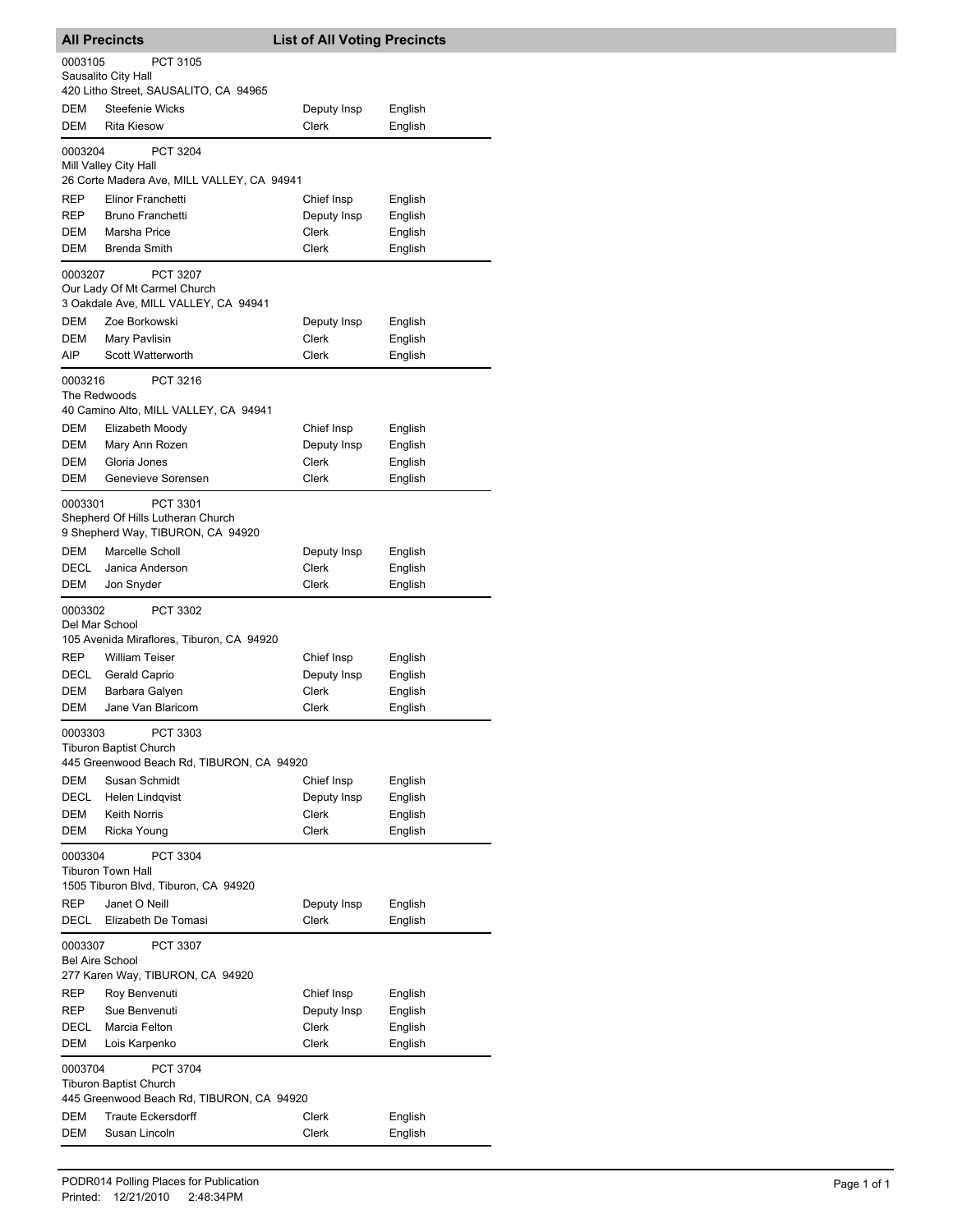## All Precincts — List of All Voting Precincts

**0003105** PCT 3105
Sausalito City Hall
420 Litho Street, SAUSALITO, CA 94965

| | | | |
|---|---|---|---|
| DEM | Steefenie Wicks | Deputy Insp | English |
| DEM | Rita Kiesow | Clerk | English |

**0003204** PCT 3204
Mill Valley City Hall
26 Corte Madera Ave, MILL VALLEY, CA 94941

| | | | |
|---|---|---|---|
| REP | Elinor Franchetti | Chief Insp | English |
| REP | Bruno Franchetti | Deputy Insp | English |
| DEM | Marsha Price | Clerk | English |
| DEM | Brenda Smith | Clerk | English |

**0003207** PCT 3207
Our Lady Of Mt Carmel Church
3 Oakdale Ave, MILL VALLEY, CA 94941

| | | | |
|---|---|---|---|
| DEM | Zoe Borkowski | Deputy Insp | English |
| DEM | Mary Pavlisin | Clerk | English |
| AIP | Scott Watterworth | Clerk | English |

**0003216** PCT 3216
The Redwoods
40 Camino Alto, MILL VALLEY, CA 94941

| | | | |
|---|---|---|---|
| DEM | Elizabeth Moody | Chief Insp | English |
| DEM | Mary Ann Rozen | Deputy Insp | English |
| DEM | Gloria Jones | Clerk | English |
| DEM | Genevieve Sorensen | Clerk | English |

**0003301** PCT 3301
Shepherd Of Hills Lutheran Church
9 Shepherd Way, TIBURON, CA 94920

| | | | |
|---|---|---|---|
| DEM | Marcelle Scholl | Deputy Insp | English |
| DECL | Janica Anderson | Clerk | English |
| DEM | Jon Snyder | Clerk | English |

**0003302** PCT 3302
Del Mar School
105 Avenida Miraflores, Tiburon, CA 94920

| | | | |
|---|---|---|---|
| REP | William Teiser | Chief Insp | English |
| DECL | Gerald Caprio | Deputy Insp | English |
| DEM | Barbara Galyen | Clerk | English |
| DEM | Jane Van Blaricom | Clerk | English |

**0003303** PCT 3303
Tiburon Baptist Church
445 Greenwood Beach Rd, TIBURON, CA 94920

| | | | |
|---|---|---|---|
| DEM | Susan Schmidt | Chief Insp | English |
| DECL | Helen Lindqvist | Deputy Insp | English |
| DEM | Keith Norris | Clerk | English |
| DEM | Ricka Young | Clerk | English |

**0003304** PCT 3304
Tiburon Town Hall
1505 Tiburon Blvd, Tiburon, CA 94920

| | | | |
|---|---|---|---|
| REP | Janet O Neill | Deputy Insp | English |
| DECL | Elizabeth De Tomasi | Clerk | English |

**0003307** PCT 3307
Bel Aire School
277 Karen Way, TIBURON, CA 94920

| | | | |
|---|---|---|---|
| REP | Roy Benvenuti | Chief Insp | English |
| REP | Sue Benvenuti | Deputy Insp | English |
| DECL | Marcia Felton | Clerk | English |
| DEM | Lois Karpenko | Clerk | English |

**0003704** PCT 3704
Tiburon Baptist Church
445 Greenwood Beach Rd, TIBURON, CA 94920

| | | | |
|---|---|---|---|
| DEM | Traute Eckersdorff | Clerk | English |
| DEM | Susan Lincoln | Clerk | English |

PODR014 Polling Places for Publication
Printed: 12/21/2010 2:48:34PM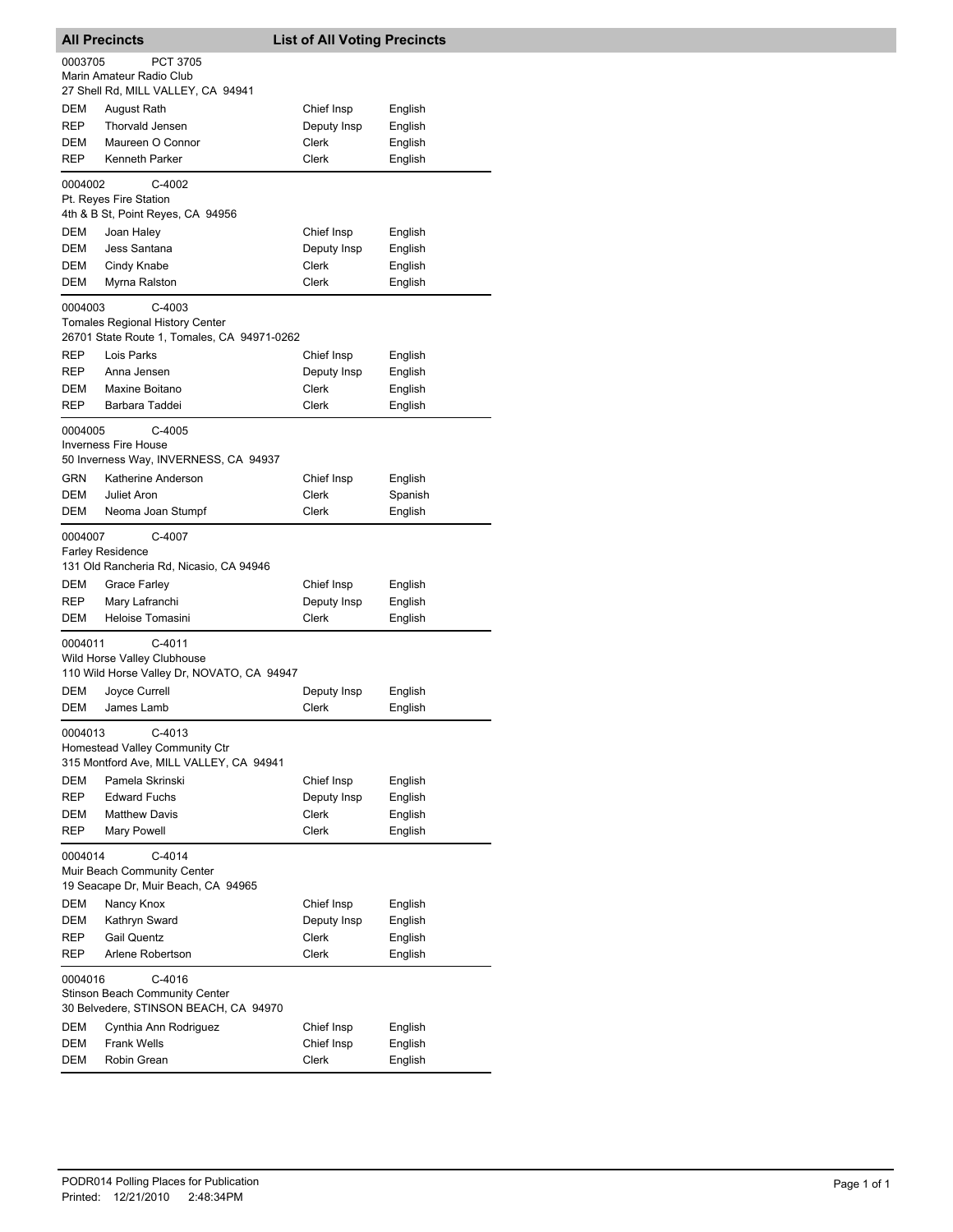## All Precincts — List of All Voting Precincts

**0003705** PCT 3705
Marin Amateur Radio Club
27 Shell Rd, MILL VALLEY, CA 94941

| | | | |
|---|---|---|---|
| DEM | August Rath | Chief Insp | English |
| REP | Thorvald Jensen | Deputy Insp | English |
| DEM | Maureen O Connor | Clerk | English |
| REP | Kenneth Parker | Clerk | English |

**0004002** C-4002
Pt. Reyes Fire Station
4th & B St, Point Reyes, CA 94956

| | | | |
|---|---|---|---|
| DEM | Joan Haley | Chief Insp | English |
| DEM | Jess Santana | Deputy Insp | English |
| DEM | Cindy Knabe | Clerk | English |
| DEM | Myrna Ralston | Clerk | English |

**0004003** C-4003
Tomales Regional History Center
26701 State Route 1, Tomales, CA 94971-0262

| | | | |
|---|---|---|---|
| REP | Lois Parks | Chief Insp | English |
| REP | Anna Jensen | Deputy Insp | English |
| DEM | Maxine Boitano | Clerk | English |
| REP | Barbara Taddei | Clerk | English |

**0004005** C-4005
Inverness Fire House
50 Inverness Way, INVERNESS, CA 94937

| | | | |
|---|---|---|---|
| GRN | Katherine Anderson | Chief Insp | English |
| DEM | Juliet Aron | Clerk | Spanish |
| DEM | Neoma Joan Stumpf | Clerk | English |

**0004007** C-4007
Farley Residence
131 Old Rancheria Rd, Nicasio, CA 94946

| | | | |
|---|---|---|---|
| DEM | Grace Farley | Chief Insp | English |
| REP | Mary Lafranchi | Deputy Insp | English |
| DEM | Heloise Tomasini | Clerk | English |

**0004011** C-4011
Wild Horse Valley Clubhouse
110 Wild Horse Valley Dr, NOVATO, CA 94947

| | | | |
|---|---|---|---|
| DEM | Joyce Currell | Deputy Insp | English |
| DEM | James Lamb | Clerk | English |

**0004013** C-4013
Homestead Valley Community Ctr
315 Montford Ave, MILL VALLEY, CA 94941

| | | | |
|---|---|---|---|
| DEM | Pamela Skrinski | Chief Insp | English |
| REP | Edward Fuchs | Deputy Insp | English |
| DEM | Matthew Davis | Clerk | English |
| REP | Mary Powell | Clerk | English |

**0004014** C-4014
Muir Beach Community Center
19 Seacape Dr, Muir Beach, CA 94965

| | | | |
|---|---|---|---|
| DEM | Nancy Knox | Chief Insp | English |
| DEM | Kathryn Sward | Deputy Insp | English |
| REP | Gail Quentz | Clerk | English |
| REP | Arlene Robertson | Clerk | English |

**0004016** C-4016
Stinson Beach Community Center
30 Belvedere, STINSON BEACH, CA 94970

| | | | |
|---|---|---|---|
| DEM | Cynthia Ann Rodriguez | Chief Insp | English |
| DEM | Frank Wells | Chief Insp | English |
| DEM | Robin Grean | Clerk | English |

PODR014 Polling Places for Publication
Printed: 12/21/2010 2:48:34PM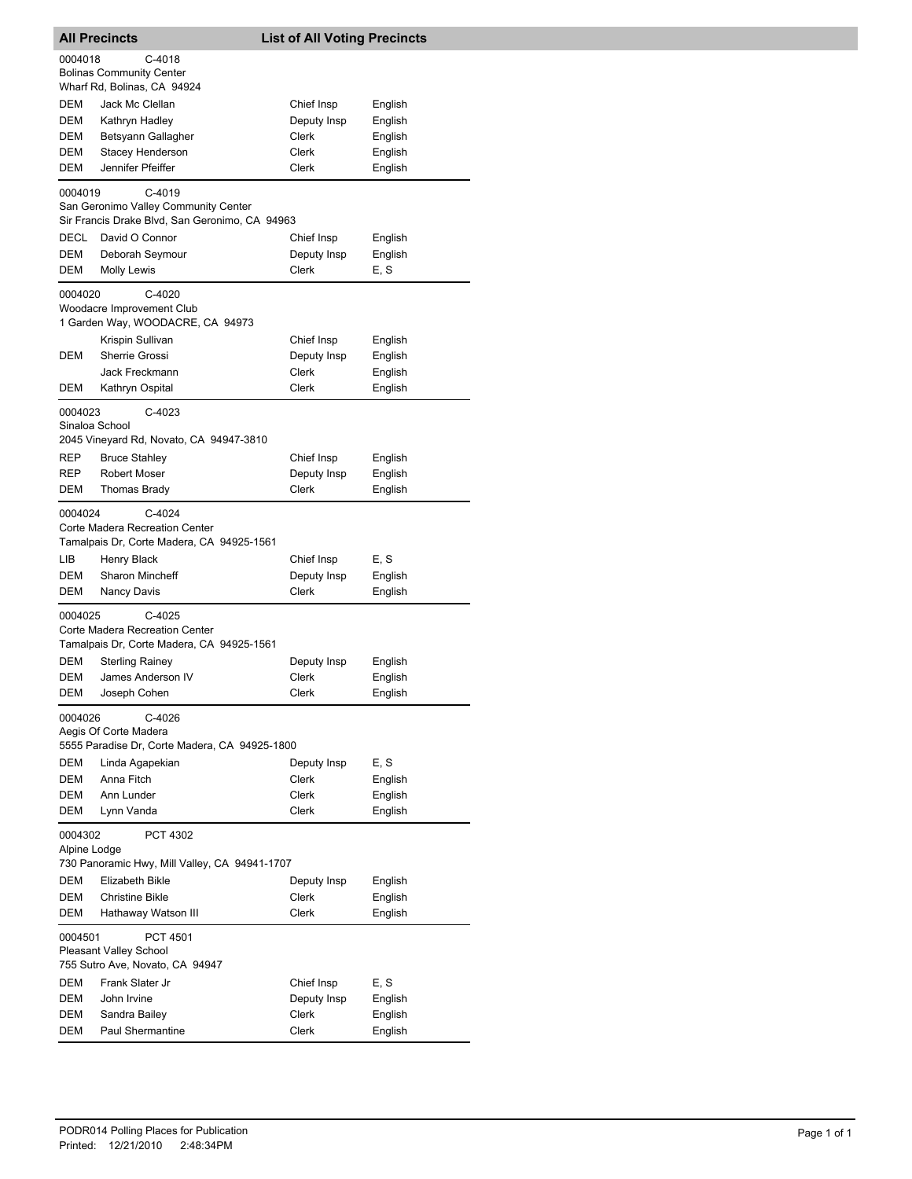## All Precincts — List of All Voting Precincts

**0004018** C-4018
Bolinas Community Center
Wharf Rd, Bolinas, CA 94924

| Party | Name | Position | Language |
|---|---|---|---|
| DEM | Jack Mc Clellan | Chief Insp | English |
| DEM | Kathryn Hadley | Deputy Insp | English |
| DEM | Betsyann Gallagher | Clerk | English |
| DEM | Stacey Henderson | Clerk | English |
| DEM | Jennifer Pfeiffer | Clerk | English |

**0004019** C-4019
San Geronimo Valley Community Center
Sir Francis Drake Blvd, San Geronimo, CA 94963

| Party | Name | Position | Language |
|---|---|---|---|
| DECL | David O Connor | Chief Insp | English |
| DEM | Deborah Seymour | Deputy Insp | English |
| DEM | Molly Lewis | Clerk | E, S |

**0004020** C-4020
Woodacre Improvement Club
1 Garden Way, WOODACRE, CA 94973

| Party | Name | Position | Language |
|---|---|---|---|
| | Krispin Sullivan | Chief Insp | English |
| DEM | Sherrie Grossi | Deputy Insp | English |
| | Jack Freckmann | Clerk | English |
| DEM | Kathryn Ospital | Clerk | English |

**0004023** C-4023
Sinaloa School
2045 Vineyard Rd, Novato, CA 94947-3810

| Party | Name | Position | Language |
|---|---|---|---|
| REP | Bruce Stahley | Chief Insp | English |
| REP | Robert Moser | Deputy Insp | English |
| DEM | Thomas Brady | Clerk | English |

**0004024** C-4024
Corte Madera Recreation Center
Tamalpais Dr, Corte Madera, CA 94925-1561

| Party | Name | Position | Language |
|---|---|---|---|
| LIB | Henry Black | Chief Insp | E, S |
| DEM | Sharon Mincheff | Deputy Insp | English |
| DEM | Nancy Davis | Clerk | English |

**0004025** C-4025
Corte Madera Recreation Center
Tamalpais Dr, Corte Madera, CA 94925-1561

| Party | Name | Position | Language |
|---|---|---|---|
| DEM | Sterling Rainey | Deputy Insp | English |
| DEM | James Anderson IV | Clerk | English |
| DEM | Joseph Cohen | Clerk | English |

**0004026** C-4026
Aegis Of Corte Madera
5555 Paradise Dr, Corte Madera, CA 94925-1800

| Party | Name | Position | Language |
|---|---|---|---|
| DEM | Linda Agapekian | Deputy Insp | E, S |
| DEM | Anna Fitch | Clerk | English |
| DEM | Ann Lunder | Clerk | English |
| DEM | Lynn Vanda | Clerk | English |

**0004302** PCT 4302
Alpine Lodge
730 Panoramic Hwy, Mill Valley, CA 94941-1707

| Party | Name | Position | Language |
|---|---|---|---|
| DEM | Elizabeth Bikle | Deputy Insp | English |
| DEM | Christine Bikle | Clerk | English |
| DEM | Hathaway Watson III | Clerk | English |

**0004501** PCT 4501
Pleasant Valley School
755 Sutro Ave, Novato, CA 94947

| Party | Name | Position | Language |
|---|---|---|---|
| DEM | Frank Slater Jr | Chief Insp | E, S |
| DEM | John Irvine | Deputy Insp | English |
| DEM | Sandra Bailey | Clerk | English |
| DEM | Paul Shermantine | Clerk | English |

PODR014 Polling Places for Publication
Printed: 12/21/2010 2:48:34PM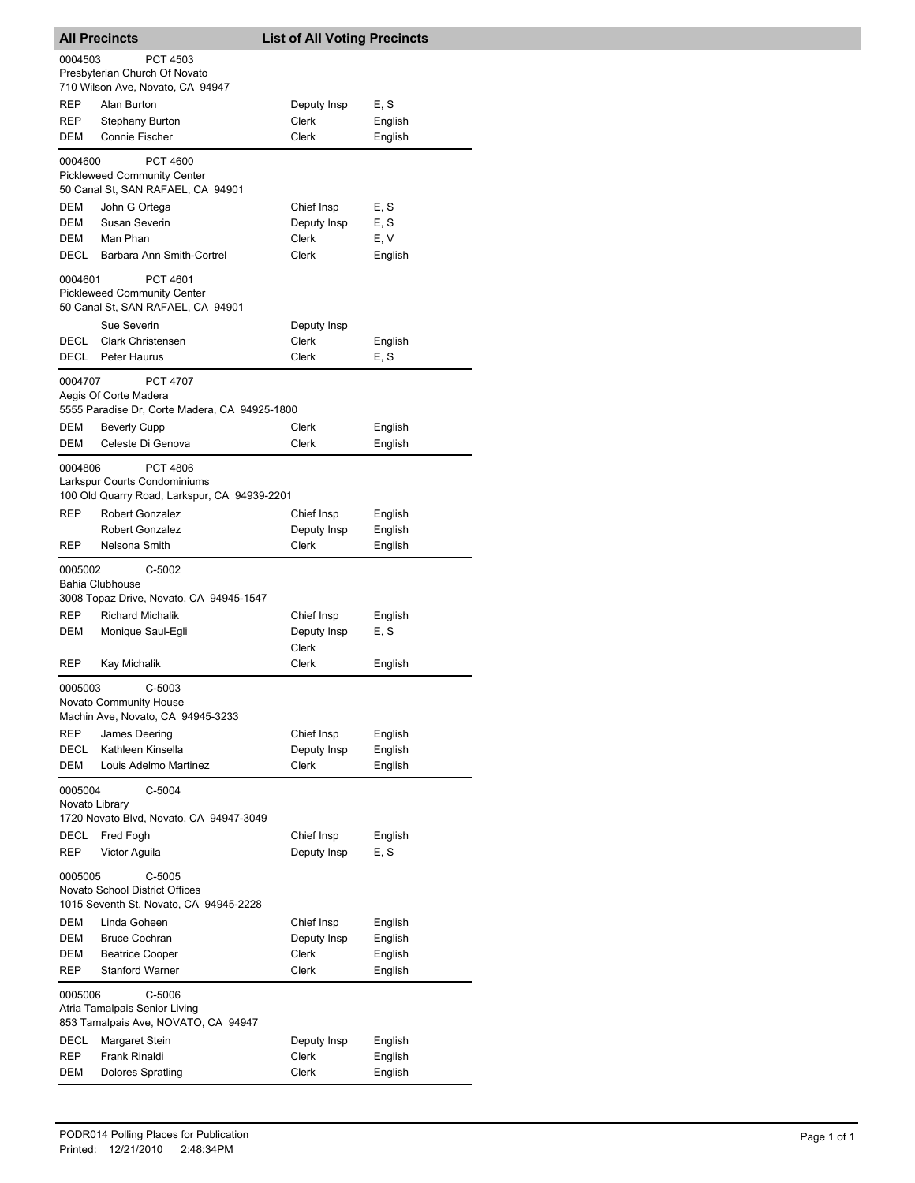## All Precincts — List of All Voting Precincts

**0004503** PCT 4503
Presbyterian Church Of Novato
710 Wilson Ave, Novato, CA 94947

| Party | Name | Position | Language |
|---|---|---|---|
| REP | Alan Burton | Deputy Insp | E, S |
| REP | Stephany Burton | Clerk | English |
| DEM | Connie Fischer | Clerk | English |

**0004600** PCT 4600
Pickleweed Community Center
50 Canal St, SAN RAFAEL, CA 94901

| Party | Name | Position | Language |
|---|---|---|---|
| DEM | John G Ortega | Chief Insp | E, S |
| DEM | Susan Severin | Deputy Insp | E, S |
| DEM | Man Phan | Clerk | E, V |
| DECL | Barbara Ann Smith-Cortrel | Clerk | English |

**0004601** PCT 4601
Pickleweed Community Center
50 Canal St, SAN RAFAEL, CA 94901

| Party | Name | Position | Language |
|---|---|---|---|
| | Sue Severin | Deputy Insp | |
| DECL | Clark Christensen | Clerk | English |
| DECL | Peter Haurus | Clerk | E, S |

**0004707** PCT 4707
Aegis Of Corte Madera
5555 Paradise Dr, Corte Madera, CA 94925-1800

| Party | Name | Position | Language |
|---|---|---|---|
| DEM | Beverly Cupp | Clerk | English |
| DEM | Celeste Di Genova | Clerk | English |

**0004806** PCT 4806
Larkspur Courts Condominiums
100 Old Quarry Road, Larkspur, CA 94939-2201

| Party | Name | Position | Language |
|---|---|---|---|
| REP | Robert Gonzalez | Chief Insp | English |
| | Robert Gonzalez | Deputy Insp | English |
| REP | Nelsona Smith | Clerk | English |

**0005002** C-5002
Bahia Clubhouse
3008 Topaz Drive, Novato, CA 94945-1547

| Party | Name | Position | Language |
|---|---|---|---|
| REP | Richard Michalik | Chief Insp | English |
| DEM | Monique Saul-Egli | Deputy Insp<br>Clerk | E, S |
| REP | Kay Michalik | Clerk | English |

**0005003** C-5003
Novato Community House
Machin Ave, Novato, CA 94945-3233

| Party | Name | Position | Language |
|---|---|---|---|
| REP | James Deering | Chief Insp | English |
| DECL | Kathleen Kinsella | Deputy Insp | English |
| DEM | Louis Adelmo Martinez | Clerk | English |

**0005004** C-5004
Novato Library
1720 Novato Blvd, Novato, CA 94947-3049

| Party | Name | Position | Language |
|---|---|---|---|
| DECL | Fred Fogh | Chief Insp | English |
| REP | Victor Aguila | Deputy Insp | E, S |

**0005005** C-5005
Novato School District Offices
1015 Seventh St, Novato, CA 94945-2228

| Party | Name | Position | Language |
|---|---|---|---|
| DEM | Linda Goheen | Chief Insp | English |
| DEM | Bruce Cochran | Deputy Insp | English |
| DEM | Beatrice Cooper | Clerk | English |
| REP | Stanford Warner | Clerk | English |

**0005006** C-5006
Atria Tamalpais Senior Living
853 Tamalpais Ave, NOVATO, CA 94947

| Party | Name | Position | Language |
|---|---|---|---|
| DECL | Margaret Stein | Deputy Insp | English |
| REP | Frank Rinaldi | Clerk | English |
| DEM | Dolores Spratling | Clerk | English |

PODR014 Polling Places for Publication
Printed: 12/21/2010 2:48:34PM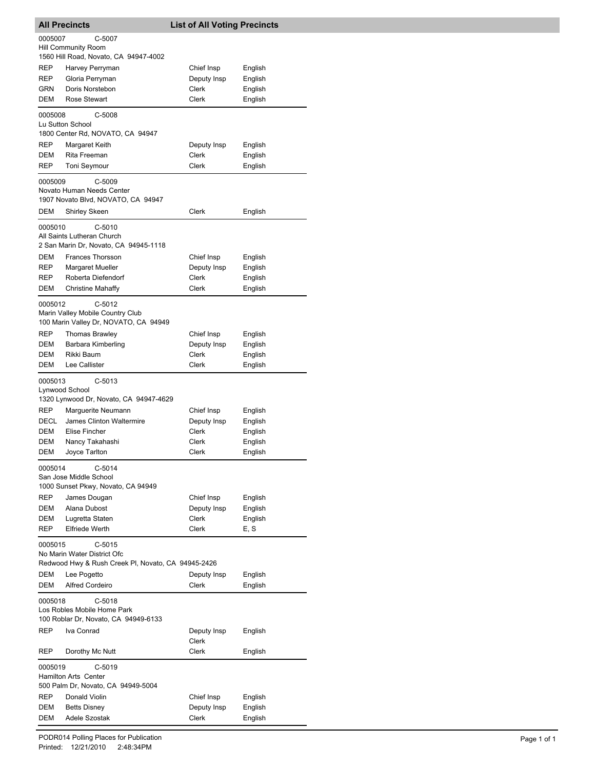## All Precincts — List of All Voting Precincts

**0005007 C-5007**
Hill Community Room
1560 Hill Road, Novato, CA 94947-4002

| Party | Name | Position | Language |
|---|---|---|---|
| REP | Harvey Perryman | Chief Insp | English |
| REP | Gloria Perryman | Deputy Insp | English |
| GRN | Doris Norstebon | Clerk | English |
| DEM | Rose Stewart | Clerk | English |

**0005008 C-5008**
Lu Sutton School
1800 Center Rd, NOVATO, CA 94947

| Party | Name | Position | Language |
|---|---|---|---|
| REP | Margaret Keith | Deputy Insp | English |
| DEM | Rita Freeman | Clerk | English |
| REP | Toni Seymour | Clerk | English |

**0005009 C-5009**
Novato Human Needs Center
1907 Novato Blvd, NOVATO, CA 94947

| Party | Name | Position | Language |
|---|---|---|---|
| DEM | Shirley Skeen | Clerk | English |

**0005010 C-5010**
All Saints Lutheran Church
2 San Marin Dr, Novato, CA 94945-1118

| Party | Name | Position | Language |
|---|---|---|---|
| DEM | Frances Thorsson | Chief Insp | English |
| REP | Margaret Mueller | Deputy Insp | English |
| REP | Roberta Diefendorf | Clerk | English |
| DEM | Christine Mahaffy | Clerk | English |

**0005012 C-5012**
Marin Valley Mobile Country Club
100 Marin Valley Dr, NOVATO, CA 94949

| Party | Name | Position | Language |
|---|---|---|---|
| REP | Thomas Brawley | Chief Insp | English |
| DEM | Barbara Kimberling | Deputy Insp | English |
| DEM | Rikki Baum | Clerk | English |
| DEM | Lee Callister | Clerk | English |

**0005013 C-5013**
Lynwood School
1320 Lynwood Dr, Novato, CA 94947-4629

| Party | Name | Position | Language |
|---|---|---|---|
| REP | Marguerite Neumann | Chief Insp | English |
| DECL | James Clinton Waltermire | Deputy Insp | English |
| DEM | Elise Fincher | Clerk | English |
| DEM | Nancy Takahashi | Clerk | English |
| DEM | Joyce Tarlton | Clerk | English |

**0005014 C-5014**
San Jose Middle School
1000 Sunset Pkwy, Novato, CA 94949

| Party | Name | Position | Language |
|---|---|---|---|
| REP | James Dougan | Chief Insp | English |
| DEM | Alana Dubost | Deputy Insp | English |
| DEM | Lugretta Staten | Clerk | English |
| REP | Elfriede Werth | Clerk | E, S |

**0005015 C-5015**
No Marin Water District Ofc
Redwood Hwy & Rush Creek Pl, Novato, CA 94945-2426

| Party | Name | Position | Language |
|---|---|---|---|
| DEM | Lee Pogetto | Deputy Insp | English |
| DEM | Alfred Cordeiro | Clerk | English |

**0005018 C-5018**
Los Robles Mobile Home Park
100 Roblar Dr, Novato, CA 94949-6133

| Party | Name | Position | Language |
|---|---|---|---|
| REP | Iva Conrad | Deputy Insp<br>Clerk | English |
| REP | Dorothy Mc Nutt | Clerk | English |

**0005019 C-5019**
Hamilton Arts Center
500 Palm Dr, Novato, CA 94949-5004

| Party | Name | Position | Language |
|---|---|---|---|
| REP | Donald Violin | Chief Insp | English |
| DEM | Betts Disney | Deputy Insp | English |
| DEM | Adele Szostak | Clerk | English |

PODR014 Polling Places for Publication
Printed: 12/21/2010 2:48:34PM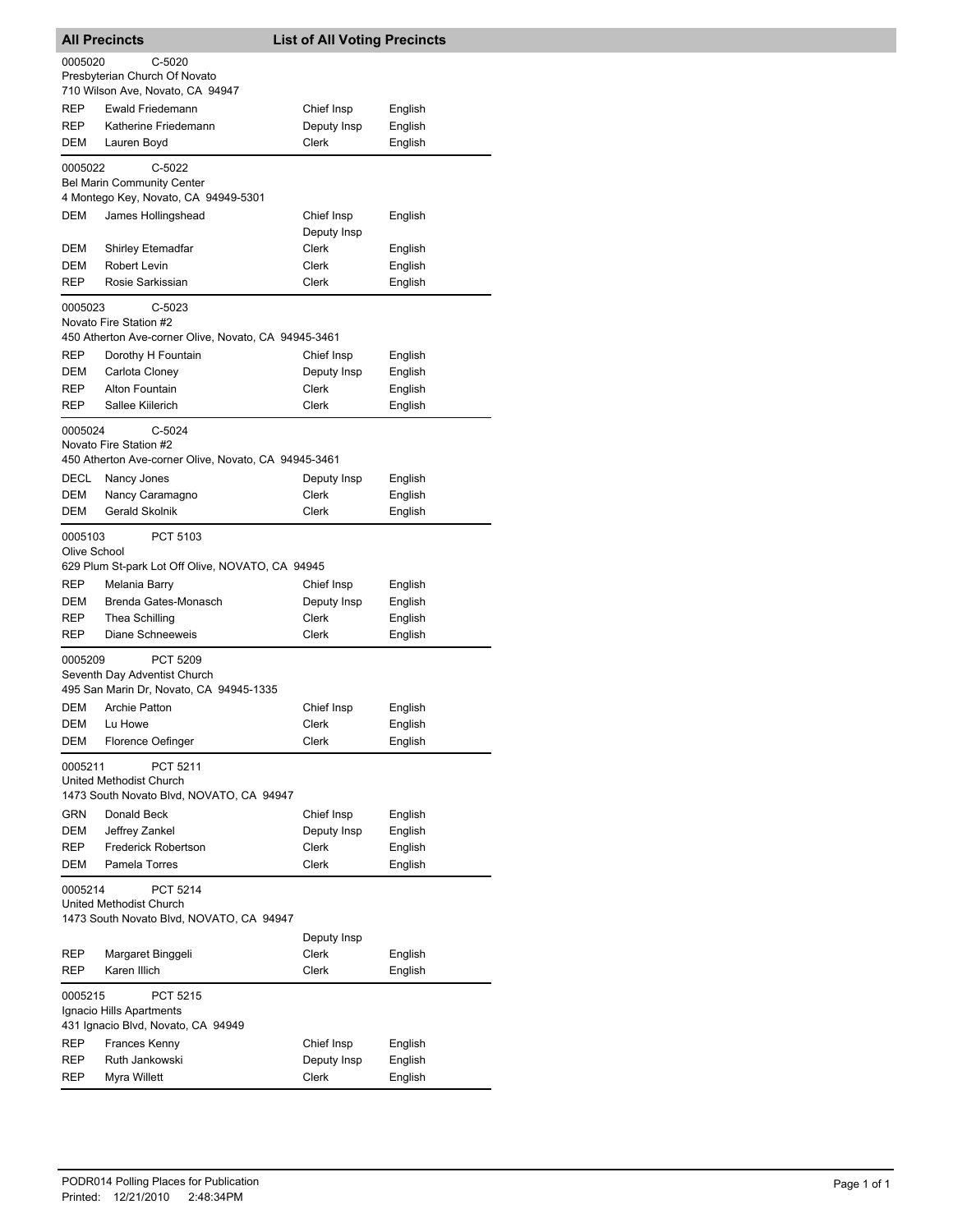## All Precincts — List of All Voting Precincts

**0005020** C-5020
Presbyterian Church Of Novato
710 Wilson Ave, Novato, CA 94947

| Party | Name | Position | Language |
|---|---|---|---|
| REP | Ewald Friedemann | Chief Insp | English |
| REP | Katherine Friedemann | Deputy Insp | English |
| DEM | Lauren Boyd | Clerk | English |

**0005022** C-5022
Bel Marin Community Center
4 Montego Key, Novato, CA 94949-5301

| Party | Name | Position | Language |
|---|---|---|---|
| DEM | James Hollingshead | Chief Insp | English |
| | | Deputy Insp | |
| DEM | Shirley Etemadfar | Clerk | English |
| DEM | Robert Levin | Clerk | English |
| REP | Rosie Sarkissian | Clerk | English |

**0005023** C-5023
Novato Fire Station #2
450 Atherton Ave-corner Olive, Novato, CA 94945-3461

| Party | Name | Position | Language |
|---|---|---|---|
| REP | Dorothy H Fountain | Chief Insp | English |
| DEM | Carlota Cloney | Deputy Insp | English |
| REP | Alton Fountain | Clerk | English |
| REP | Sallee Kiilerich | Clerk | English |

**0005024** C-5024
Novato Fire Station #2
450 Atherton Ave-corner Olive, Novato, CA 94945-3461

| Party | Name | Position | Language |
|---|---|---|---|
| DECL | Nancy Jones | Deputy Insp | English |
| DEM | Nancy Caramagno | Clerk | English |
| DEM | Gerald Skolnik | Clerk | English |

**0005103** PCT 5103
Olive School
629 Plum St-park Lot Off Olive, NOVATO, CA 94945

| Party | Name | Position | Language |
|---|---|---|---|
| REP | Melania Barry | Chief Insp | English |
| DEM | Brenda Gates-Monasch | Deputy Insp | English |
| REP | Thea Schilling | Clerk | English |
| REP | Diane Schneeweis | Clerk | English |

**0005209** PCT 5209
Seventh Day Adventist Church
495 San Marin Dr, Novato, CA 94945-1335

| Party | Name | Position | Language |
|---|---|---|---|
| DEM | Archie Patton | Chief Insp | English |
| DEM | Lu Howe | Clerk | English |
| DEM | Florence Oefinger | Clerk | English |

**0005211** PCT 5211
United Methodist Church
1473 South Novato Blvd, NOVATO, CA 94947

| Party | Name | Position | Language |
|---|---|---|---|
| GRN | Donald Beck | Chief Insp | English |
| DEM | Jeffrey Zankel | Deputy Insp | English |
| REP | Frederick Robertson | Clerk | English |
| DEM | Pamela Torres | Clerk | English |

**0005214** PCT 5214
United Methodist Church
1473 South Novato Blvd, NOVATO, CA 94947

| Party | Name | Position | Language |
|---|---|---|---|
| | | Deputy Insp | |
| REP | Margaret Binggeli | Clerk | English |
| REP | Karen Illich | Clerk | English |

**0005215** PCT 5215
Ignacio Hills Apartments
431 Ignacio Blvd, Novato, CA 94949

| Party | Name | Position | Language |
|---|---|---|---|
| REP | Frances Kenny | Chief Insp | English |
| REP | Ruth Jankowski | Deputy Insp | English |
| REP | Myra Willett | Clerk | English |

PODR014 Polling Places for Publication
Printed: 12/21/2010 2:48:34PM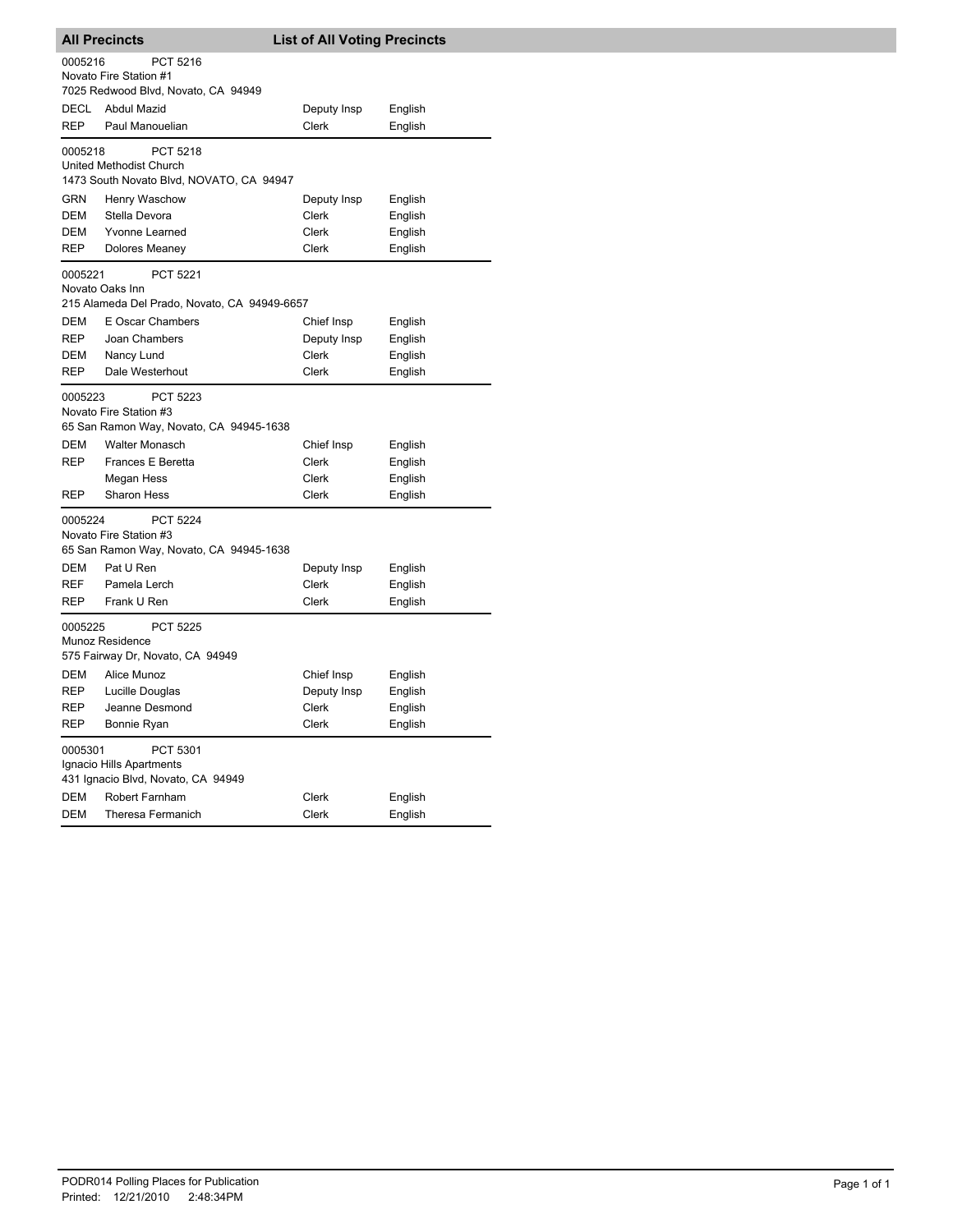## All Precincts — List of All Voting Precincts

**0005216 — PCT 5216**
Novato Fire Station #1
7025 Redwood Blvd, Novato, CA 94949

| Party | Name | Position | Language |
|---|---|---|---|
| DECL | Abdul Mazid | Deputy Insp | English |
| REP | Paul Manouelian | Clerk | English |

**0005218 — PCT 5218**
United Methodist Church
1473 South Novato Blvd, NOVATO, CA 94947

| Party | Name | Position | Language |
|---|---|---|---|
| GRN | Henry Waschow | Deputy Insp | English |
| DEM | Stella Devora | Clerk | English |
| DEM | Yvonne Learned | Clerk | English |
| REP | Dolores Meaney | Clerk | English |

**0005221 — PCT 5221**
Novato Oaks Inn
215 Alameda Del Prado, Novato, CA 94949-6657

| Party | Name | Position | Language |
|---|---|---|---|
| DEM | E Oscar Chambers | Chief Insp | English |
| REP | Joan Chambers | Deputy Insp | English |
| DEM | Nancy Lund | Clerk | English |
| REP | Dale Westerhout | Clerk | English |

**0005223 — PCT 5223**
Novato Fire Station #3
65 San Ramon Way, Novato, CA 94945-1638

| Party | Name | Position | Language |
|---|---|---|---|
| DEM | Walter Monasch | Chief Insp | English |
| REP | Frances E Beretta | Clerk | English |
| | Megan Hess | Clerk | English |
| REP | Sharon Hess | Clerk | English |

**0005224 — PCT 5224**
Novato Fire Station #3
65 San Ramon Way, Novato, CA 94945-1638

| Party | Name | Position | Language |
|---|---|---|---|
| DEM | Pat U Ren | Deputy Insp | English |
| REF | Pamela Lerch | Clerk | English |
| REP | Frank U Ren | Clerk | English |

**0005225 — PCT 5225**
Munoz Residence
575 Fairway Dr, Novato, CA 94949

| Party | Name | Position | Language |
|---|---|---|---|
| DEM | Alice Munoz | Chief Insp | English |
| REP | Lucille Douglas | Deputy Insp | English |
| REP | Jeanne Desmond | Clerk | English |
| REP | Bonnie Ryan | Clerk | English |

**0005301 — PCT 5301**
Ignacio Hills Apartments
431 Ignacio Blvd, Novato, CA 94949

| Party | Name | Position | Language |
|---|---|---|---|
| DEM | Robert Farnham | Clerk | English |
| DEM | Theresa Fermanich | Clerk | English |

PODR014 Polling Places for Publication
Printed: 12/21/2010 2:48:34PM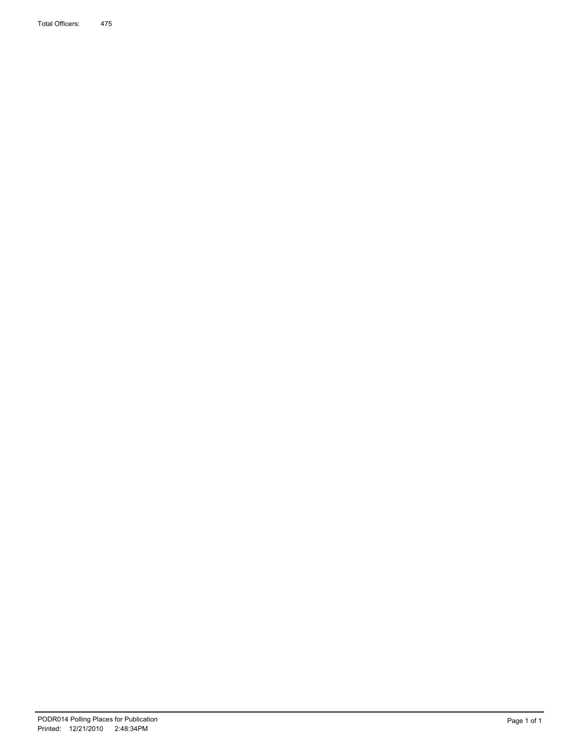Total Officers: 475